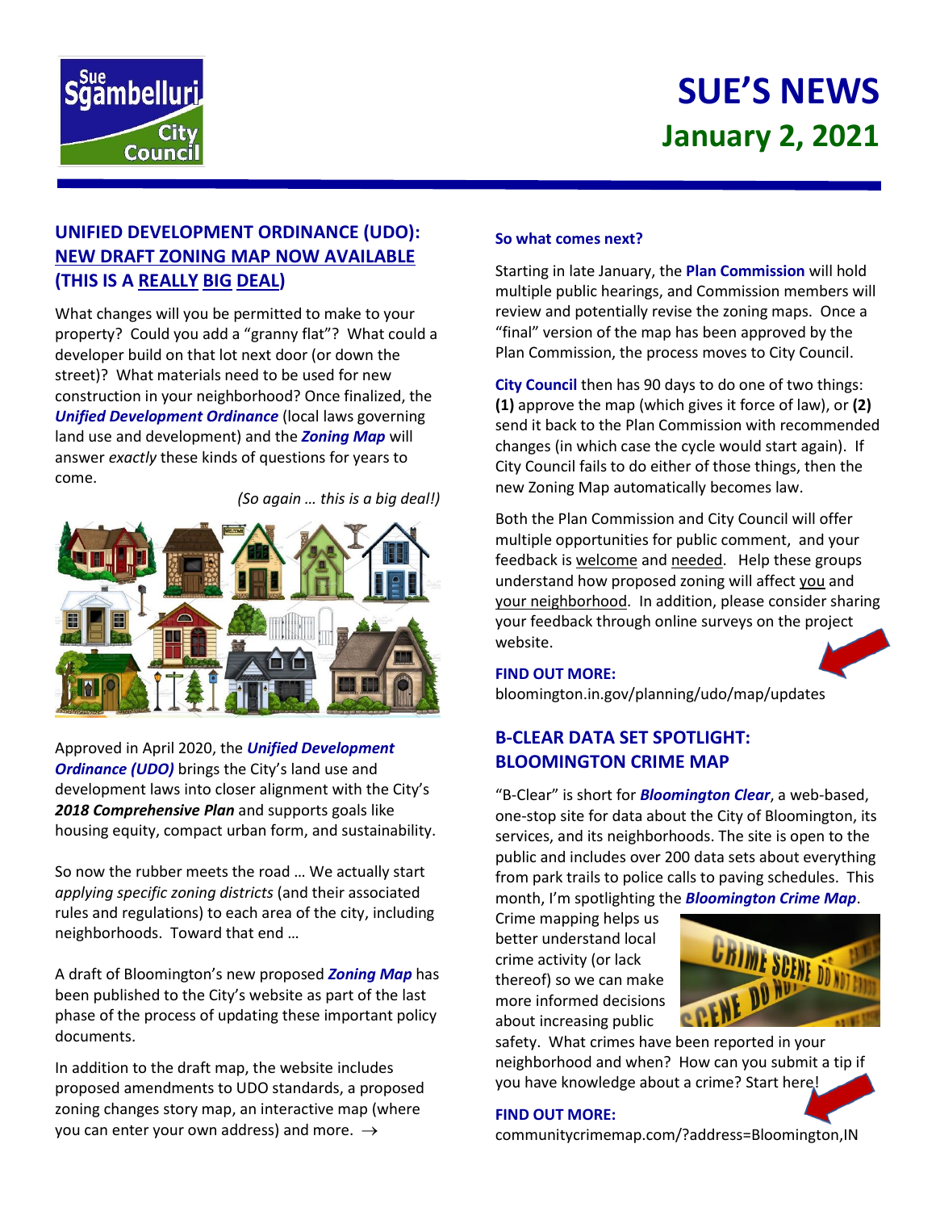# SUE'S NEWS
## January 2, 2021

## UNIFIED DEVELOPMENT ORDINANCE (UDO): NEW DRAFT ZONING MAP NOW AVAILABLE (THIS IS A REALLY BIG DEAL)

What changes will you be permitted to make to your property? Could you add a "granny flat"? What could a developer build on that lot next door (or down the street)? What materials need to be used for new construction in your neighborhood? Once finalized, the ***Unified Development Ordinance*** (local laws governing land use and development) and the ***Zoning Map*** will answer *exactly* these kinds of questions for years to come.

*(So again … this is a big deal!)*

Approved in April 2020, the ***Unified Development Ordinance (UDO)*** brings the City's land use and development laws into closer alignment with the City's ***2018 Comprehensive Plan*** and supports goals like housing equity, compact urban form, and sustainability.

So now the rubber meets the road … We actually start *applying specific zoning districts* (and their associated rules and regulations) to each area of the city, including neighborhoods. Toward that end …

A draft of Bloomington's new proposed ***Zoning Map*** has been published to the City's website as part of the last phase of the process of updating these important policy documents.

In addition to the draft map, the website includes proposed amendments to UDO standards, a proposed zoning changes story map, an interactive map (where you can enter your own address) and more. →

### So what comes next?

Starting in late January, the **Plan Commission** will hold multiple public hearings, and Commission members will review and potentially revise the zoning maps. Once a "final" version of the map has been approved by the Plan Commission, the process moves to City Council.

**City Council** then has 90 days to do one of two things: **(1)** approve the map (which gives it force of law), or **(2)** send it back to the Plan Commission with recommended changes (in which case the cycle would start again). If City Council fails to do either of those things, then the new Zoning Map automatically becomes law.

Both the Plan Commission and City Council will offer multiple opportunities for public comment, and your feedback is welcome and needed. Help these groups understand how proposed zoning will affect you and your neighborhood. In addition, please consider sharing your feedback through online surveys on the project website.

**FIND OUT MORE:**
bloomington.in.gov/planning/udo/map/updates

## B-CLEAR DATA SET SPOTLIGHT: BLOOMINGTON CRIME MAP

"B-Clear" is short for ***Bloomington Clear***, a web-based, one-stop site for data about the City of Bloomington, its services, and its neighborhoods. The site is open to the public and includes over 200 data sets about everything from park trails to police calls to paving schedules. This month, I'm spotlighting the ***Bloomington Crime Map***.

Crime mapping helps us better understand local crime activity (or lack thereof) so we can make more informed decisions about increasing public safety. What crimes have been reported in your neighborhood and when? How can you submit a tip if you have knowledge about a crime? Start here!

**FIND OUT MORE:**
communitycrimemap.com/?address=Bloomington,IN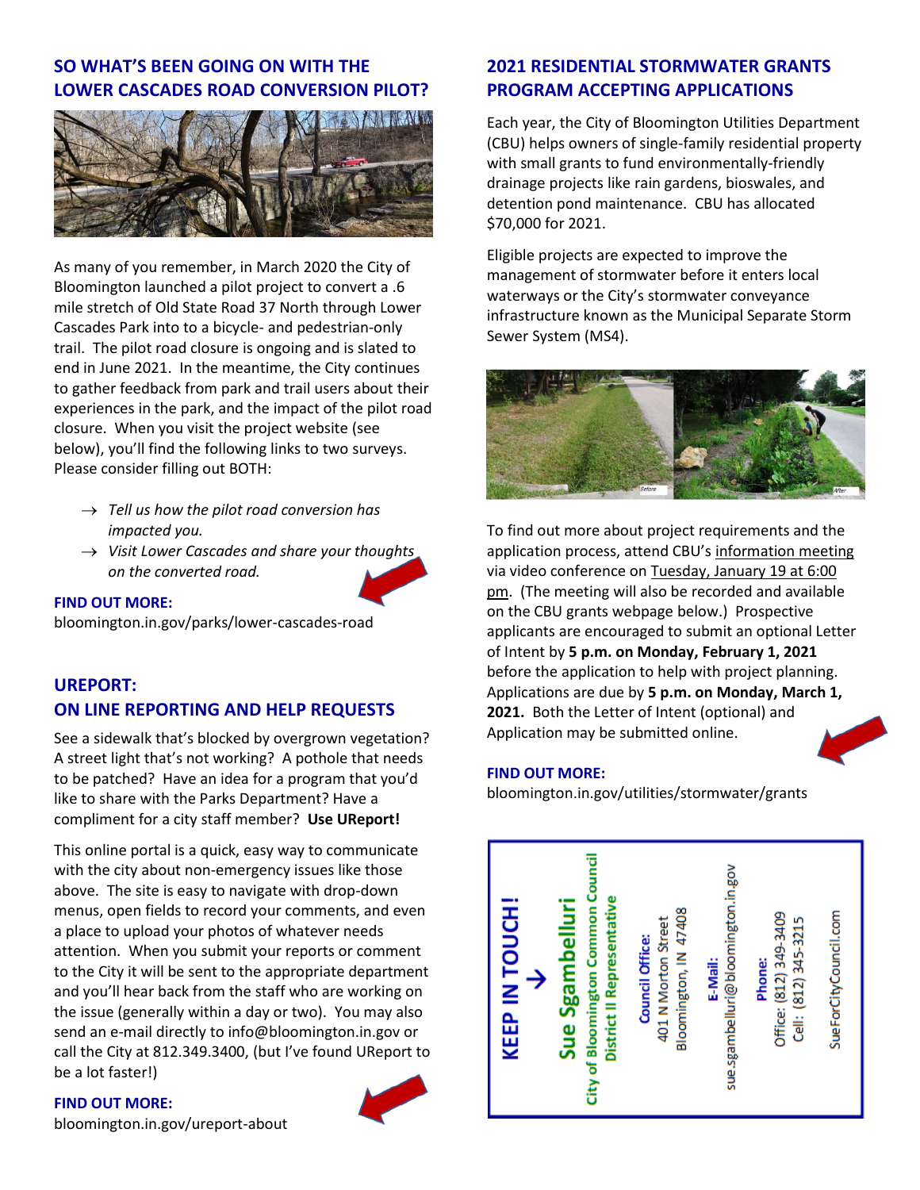## SO WHAT'S BEEN GOING ON WITH THE LOWER CASCADES ROAD CONVERSION PILOT?

As many of you remember, in March 2020 the City of Bloomington launched a pilot project to convert a .6 mile stretch of Old State Road 37 North through Lower Cascades Park into to a bicycle- and pedestrian-only trail. The pilot road closure is ongoing and is slated to end in June 2021. In the meantime, the City continues to gather feedback from park and trail users about their experiences in the park, and the impact of the pilot road closure. When you visit the project website (see below), you'll find the following links to two surveys. Please consider filling out BOTH:

- → *Tell us how the pilot road conversion has impacted you.*
- → *Visit Lower Cascades and share your thoughts on the converted road.*

**FIND OUT MORE:**
bloomington.in.gov/parks/lower-cascades-road

## UREPORT: ON LINE REPORTING AND HELP REQUESTS

See a sidewalk that's blocked by overgrown vegetation? A street light that's not working? A pothole that needs to be patched? Have an idea for a program that you'd like to share with the Parks Department? Have a compliment for a city staff member? **Use UReport!**

This online portal is a quick, easy way to communicate with the city about non-emergency issues like those above. The site is easy to navigate with drop-down menus, open fields to record your comments, and even a place to upload your photos of whatever needs attention. When you submit your reports or comment to the City it will be sent to the appropriate department and you'll hear back from the staff who are working on the issue (generally within a day or two). You may also send an e-mail directly to info@bloomington.in.gov or call the City at 812.349.3400, (but I've found UReport to be a lot faster!)

**FIND OUT MORE:**
bloomington.in.gov/ureport-about

## 2021 RESIDENTIAL STORMWATER GRANTS PROGRAM ACCEPTING APPLICATIONS

Each year, the City of Bloomington Utilities Department (CBU) helps owners of single-family residential property with small grants to fund environmentally-friendly drainage projects like rain gardens, bioswales, and detention pond maintenance. CBU has allocated $70,000 for 2021.

Eligible projects are expected to improve the management of stormwater before it enters local waterways or the City's stormwater conveyance infrastructure known as the Municipal Separate Storm Sewer System (MS4).

Before

After

To find out more about project requirements and the application process, attend CBU's information meeting via video conference on Tuesday, January 19 at 6:00 pm. (The meeting will also be recorded and available on the CBU grants webpage below.) Prospective applicants are encouraged to submit an optional Letter of Intent by **5 p.m. on Monday, February 1, 2021** before the application to help with project planning. Applications are due by **5 p.m. on Monday, March 1, 2021.** Both the Letter of Intent (optional) and Application may be submitted online.

**FIND OUT MORE:**
bloomington.in.gov/utilities/stormwater/grants

**KEEP IN TOUCH!**
→
**Sue Sgambelluri**
**City of Bloomington Common Council District II Representative**

**Council Office:**
401 N Morton Street
Bloomington, IN 47408

**E-Mail:**
sue.sgambelluri@bloomington.in.gov

**Phone:**
Office: (812) 349-3409
Cell: (812) 345-3215

SueForCityCouncil.com